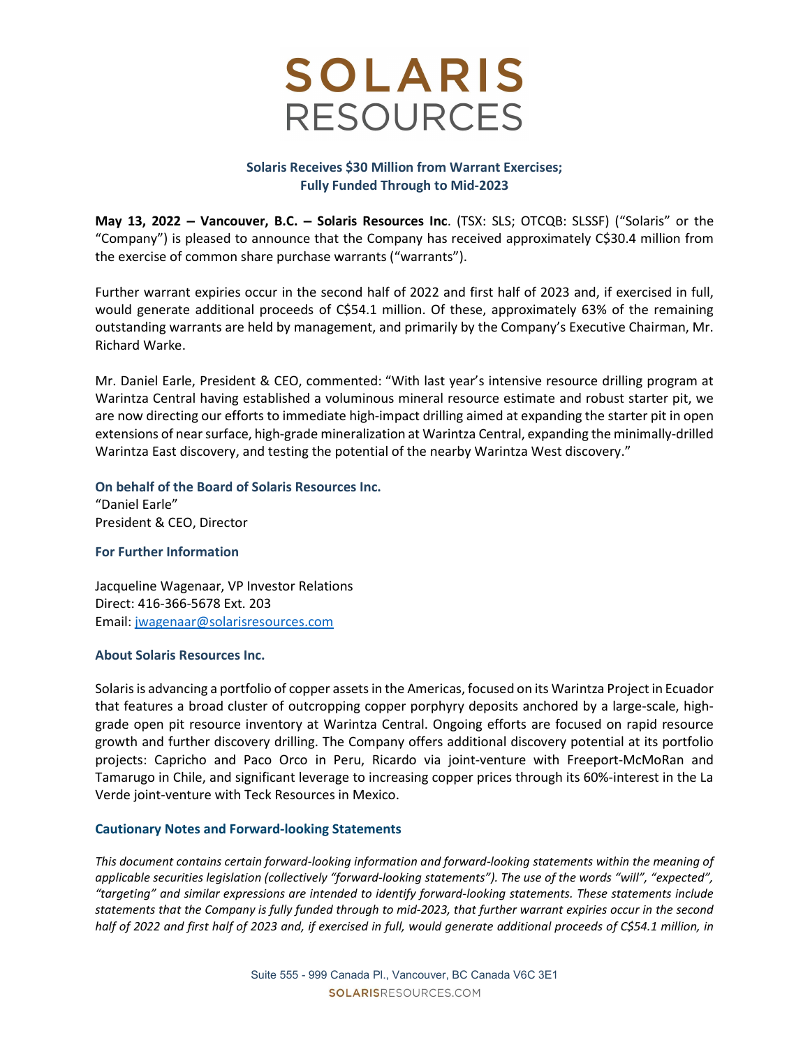# SOLARIS RESOURCES

## Solaris Receives $30 Million from Warrant Exercises; Fully Funded Through to Mid-2023

**May 13, 2022 – Vancouver, B.C. – Solaris Resources Inc**. (TSX: SLS; OTCQB: SLSSF) ("Solaris" or the "Company") is pleased to announce that the Company has received approximately C$30.4 million from the exercise of common share purchase warrants ("warrants").

Further warrant expiries occur in the second half of 2022 and first half of 2023 and, if exercised in full, would generate additional proceeds of C$54.1 million. Of these, approximately 63% of the remaining outstanding warrants are held by management, and primarily by the Company's Executive Chairman, Mr. Richard Warke.

Mr. Daniel Earle, President & CEO, commented: "With last year's intensive resource drilling program at Warintza Central having established a voluminous mineral resource estimate and robust starter pit, we are now directing our efforts to immediate high-impact drilling aimed at expanding the starter pit in open extensions of near surface, high-grade mineralization at Warintza Central, expanding the minimally-drilled Warintza East discovery, and testing the potential of the nearby Warintza West discovery."

**On behalf of the Board of Solaris Resources Inc.**
"Daniel Earle"
President & CEO, Director

**For Further Information**

Jacqueline Wagenaar, VP Investor Relations
Direct: 416-366-5678 Ext. 203
Email: jwagenaar@solarisresources.com

**About Solaris Resources Inc.**

Solaris is advancing a portfolio of copper assets in the Americas, focused on its Warintza Project in Ecuador that features a broad cluster of outcropping copper porphyry deposits anchored by a large-scale, high-grade open pit resource inventory at Warintza Central. Ongoing efforts are focused on rapid resource growth and further discovery drilling. The Company offers additional discovery potential at its portfolio projects: Capricho and Paco Orco in Peru, Ricardo via joint-venture with Freeport-McMoRan and Tamarugo in Chile, and significant leverage to increasing copper prices through its 60%-interest in the La Verde joint-venture with Teck Resources in Mexico.

**Cautionary Notes and Forward-looking Statements**

*This document contains certain forward-looking information and forward-looking statements within the meaning of applicable securities legislation (collectively "forward-looking statements"). The use of the words "will", "expected", "targeting" and similar expressions are intended to identify forward-looking statements. These statements include statements that the Company is fully funded through to mid-2023, that further warrant expiries occur in the second half of 2022 and first half of 2023 and, if exercised in full, would generate additional proceeds of C$54.1 million, in*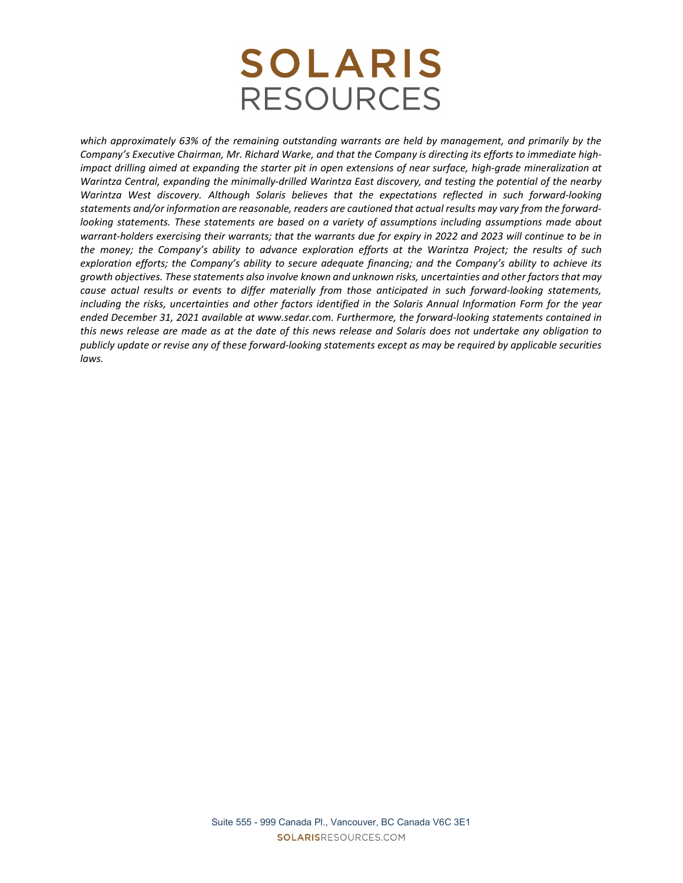*which approximately 63% of the remaining outstanding warrants are held by management, and primarily by the Company's Executive Chairman, Mr. Richard Warke, and that the Company is directing its efforts to immediate high-impact drilling aimed at expanding the starter pit in open extensions of near surface, high-grade mineralization at Warintza Central, expanding the minimally-drilled Warintza East discovery, and testing the potential of the nearby Warintza West discovery. Although Solaris believes that the expectations reflected in such forward-looking statements and/or information are reasonable, readers are cautioned that actual results may vary from the forward-looking statements. These statements are based on a variety of assumptions including assumptions made about warrant-holders exercising their warrants; that the warrants due for expiry in 2022 and 2023 will continue to be in the money; the Company's ability to advance exploration efforts at the Warintza Project; the results of such exploration efforts; the Company's ability to secure adequate financing; and the Company's ability to achieve its growth objectives. These statements also involve known and unknown risks, uncertainties and other factors that may cause actual results or events to differ materially from those anticipated in such forward-looking statements, including the risks, uncertainties and other factors identified in the Solaris Annual Information Form for the year ended December 31, 2021 available at www.sedar.com. Furthermore, the forward-looking statements contained in this news release are made as at the date of this news release and Solaris does not undertake any obligation to publicly update or revise any of these forward-looking statements except as may be required by applicable securities laws.*